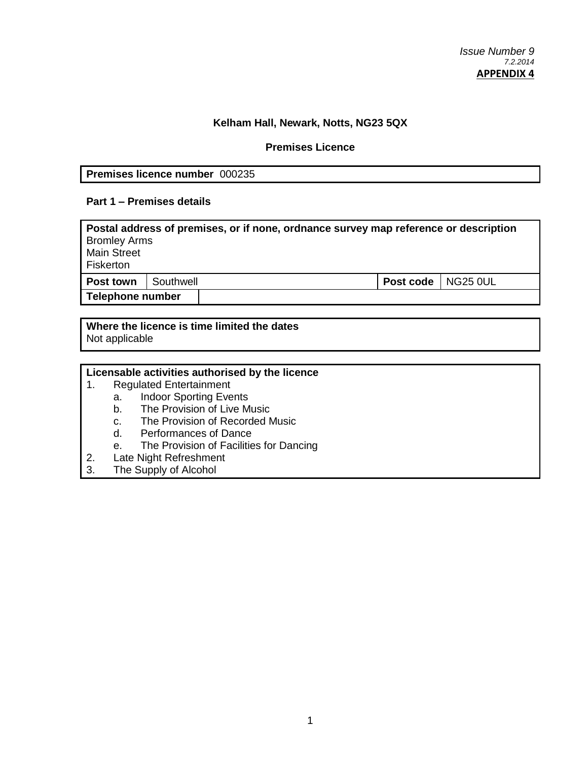*Issue Number 9*
*7.2.2014*
**APPENDIX 4**

**Kelham Hall, Newark, Notts, NG23 5QX**

**Premises Licence**

| **Premises licence number** 000235 |
|---|

**Part 1 – Premises details**

| **Postal address of premises, or if none, ordnance survey map reference or description**<br>Bromley Arms<br>Main Street<br>Fiskerton | | | |
|---|---|---|---|
| **Post town** | Southwell | **Post code** | NG25 0UL |
| **Telephone number** | | | |

| **Where the licence is time limited the dates**<br>Not applicable |
|---|

**Licensable activities authorised by the licence**

1. Regulated Entertainment
   a. Indoor Sporting Events
   b. The Provision of Live Music
   c. The Provision of Recorded Music
   d. Performances of Dance
   e. The Provision of Facilities for Dancing
2. Late Night Refreshment
3. The Supply of Alcohol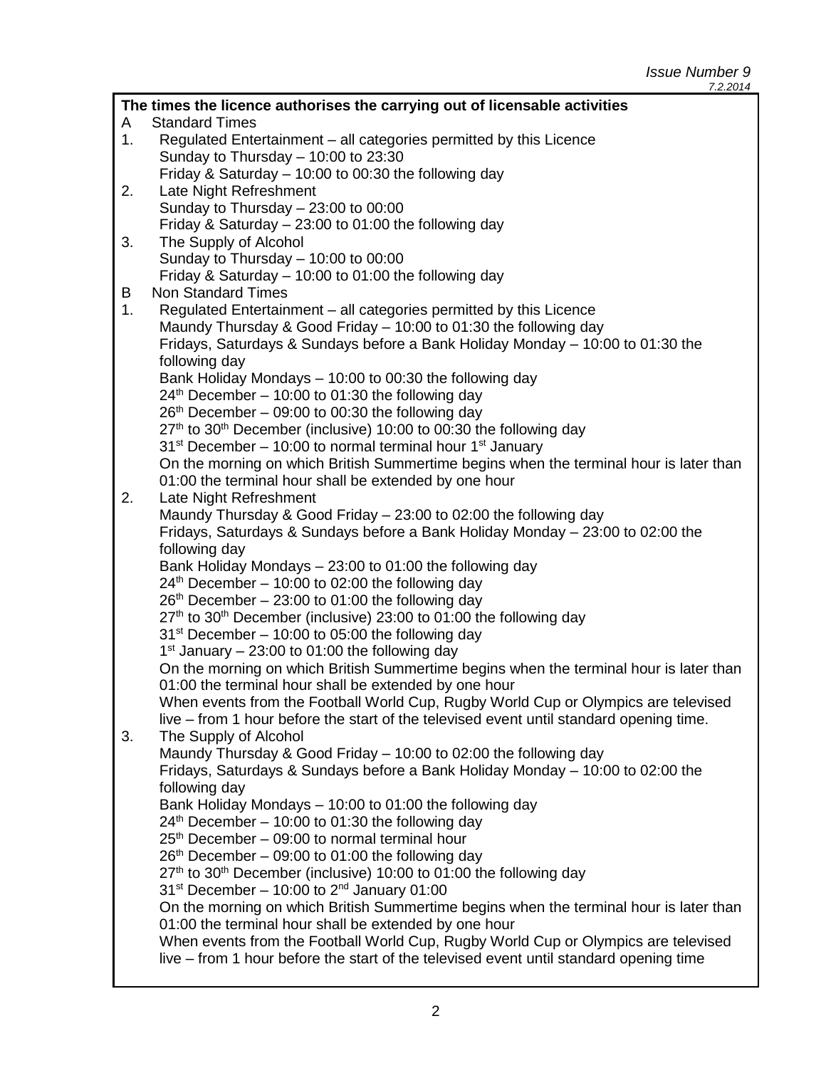*Issue Number 9*
*7.2.2014*

**The times the licence authorises the carrying out of licensable activities**

A Standard Times

1. Regulated Entertainment – all categories permitted by this Licence
   Sunday to Thursday – 10:00 to 23:30
   Friday & Saturday – 10:00 to 00:30 the following day
2. Late Night Refreshment
   Sunday to Thursday – 23:00 to 00:00
   Friday & Saturday – 23:00 to 01:00 the following day
3. The Supply of Alcohol
   Sunday to Thursday – 10:00 to 00:00
   Friday & Saturday – 10:00 to 01:00 the following day

B Non Standard Times

1. Regulated Entertainment – all categories permitted by this Licence
   Maundy Thursday & Good Friday – 10:00 to 01:30 the following day
   Fridays, Saturdays & Sundays before a Bank Holiday Monday – 10:00 to 01:30 the following day
   Bank Holiday Mondays – 10:00 to 00:30 the following day
   24th December – 10:00 to 01:30 the following day
   26th December – 09:00 to 00:30 the following day
   27th to 30th December (inclusive) 10:00 to 00:30 the following day
   31st December – 10:00 to normal terminal hour 1st January
   On the morning on which British Summertime begins when the terminal hour is later than 01:00 the terminal hour shall be extended by one hour
2. Late Night Refreshment
   Maundy Thursday & Good Friday – 23:00 to 02:00 the following day
   Fridays, Saturdays & Sundays before a Bank Holiday Monday – 23:00 to 02:00 the following day
   Bank Holiday Mondays – 23:00 to 01:00 the following day
   24th December – 10:00 to 02:00 the following day
   26th December – 23:00 to 01:00 the following day
   27th to 30th December (inclusive) 23:00 to 01:00 the following day
   31st December – 10:00 to 05:00 the following day
   1st January – 23:00 to 01:00 the following day
   On the morning on which British Summertime begins when the terminal hour is later than 01:00 the terminal hour shall be extended by one hour
   When events from the Football World Cup, Rugby World Cup or Olympics are televised live – from 1 hour before the start of the televised event until standard opening time.
3. The Supply of Alcohol
   Maundy Thursday & Good Friday – 10:00 to 02:00 the following day
   Fridays, Saturdays & Sundays before a Bank Holiday Monday – 10:00 to 02:00 the following day
   Bank Holiday Mondays – 10:00 to 01:00 the following day
   24th December – 10:00 to 01:30 the following day
   25th December – 09:00 to normal terminal hour
   26th December – 09:00 to 01:00 the following day
   27th to 30th December (inclusive) 10:00 to 01:00 the following day
   31st December – 10:00 to 2nd January 01:00
   On the morning on which British Summertime begins when the terminal hour is later than 01:00 the terminal hour shall be extended by one hour
   When events from the Football World Cup, Rugby World Cup or Olympics are televised live – from 1 hour before the start of the televised event until standard opening time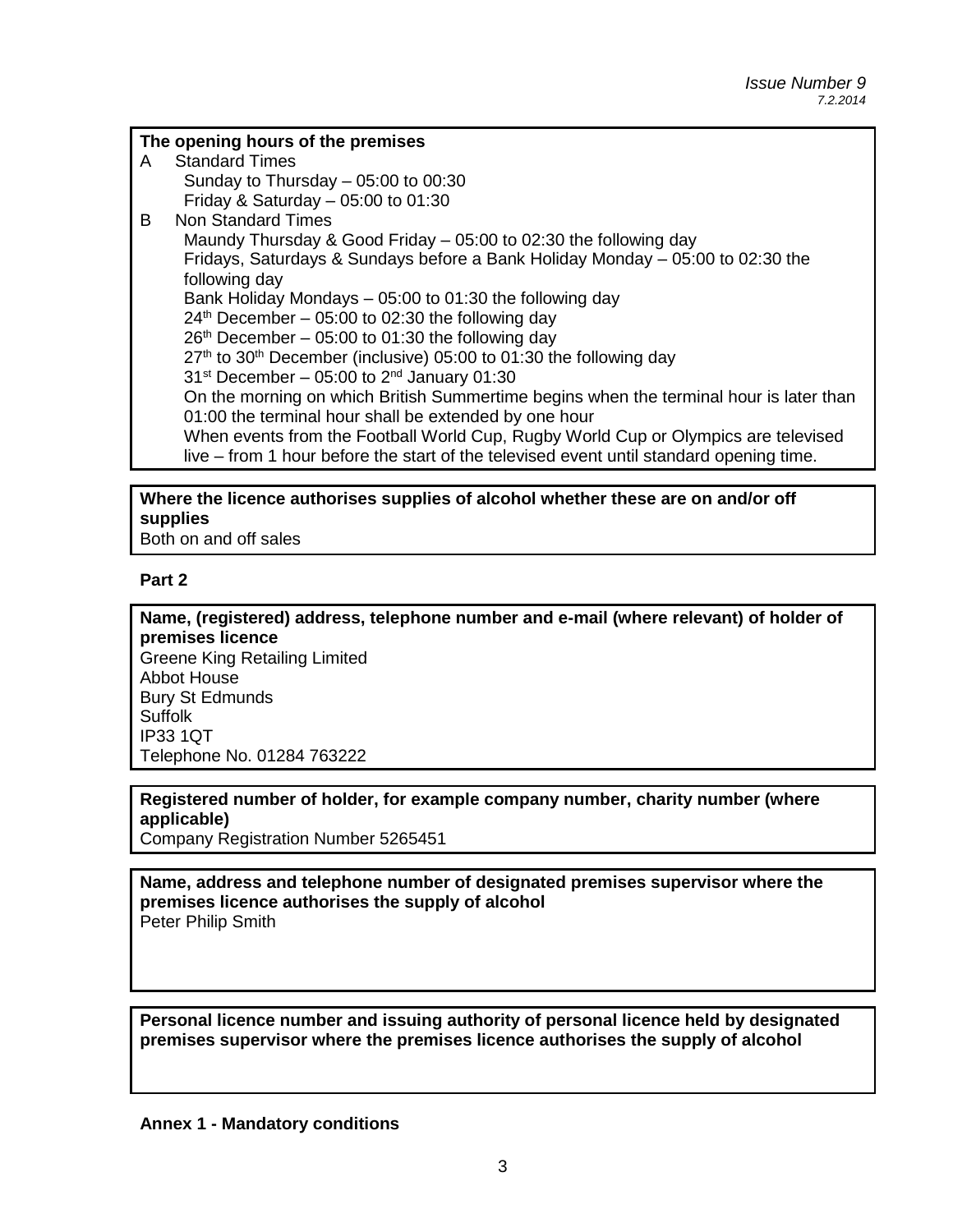*Issue Number 9*
*7.2.2014*

**The opening hours of the premises**

A Standard Times

Sunday to Thursday – 05:00 to 00:30
Friday & Saturday – 05:00 to 01:30

B Non Standard Times

Maundy Thursday & Good Friday – 05:00 to 02:30 the following day
Fridays, Saturdays & Sundays before a Bank Holiday Monday – 05:00 to 02:30 the following day
Bank Holiday Mondays – 05:00 to 01:30 the following day
24th December – 05:00 to 02:30 the following day
26th December – 05:00 to 01:30 the following day
27th to 30th December (inclusive) 05:00 to 01:30 the following day
31st December – 05:00 to 2nd January 01:30
On the morning on which British Summertime begins when the terminal hour is later than 01:00 the terminal hour shall be extended by one hour
When events from the Football World Cup, Rugby World Cup or Olympics are televised live – from 1 hour before the start of the televised event until standard opening time.

**Where the licence authorises supplies of alcohol whether these are on and/or off supplies**

Both on and off sales

**Part 2**

**Name, (registered) address, telephone number and e-mail (where relevant) of holder of premises licence**

Greene King Retailing Limited
Abbot House
Bury St Edmunds
Suffolk
IP33 1QT
Telephone No. 01284 763222

**Registered number of holder, for example company number, charity number (where applicable)**

Company Registration Number 5265451

**Name, address and telephone number of designated premises supervisor where the premises licence authorises the supply of alcohol**

Peter Philip Smith

**Personal licence number and issuing authority of personal licence held by designated premises supervisor where the premises licence authorises the supply of alcohol**

**Annex 1 - Mandatory conditions**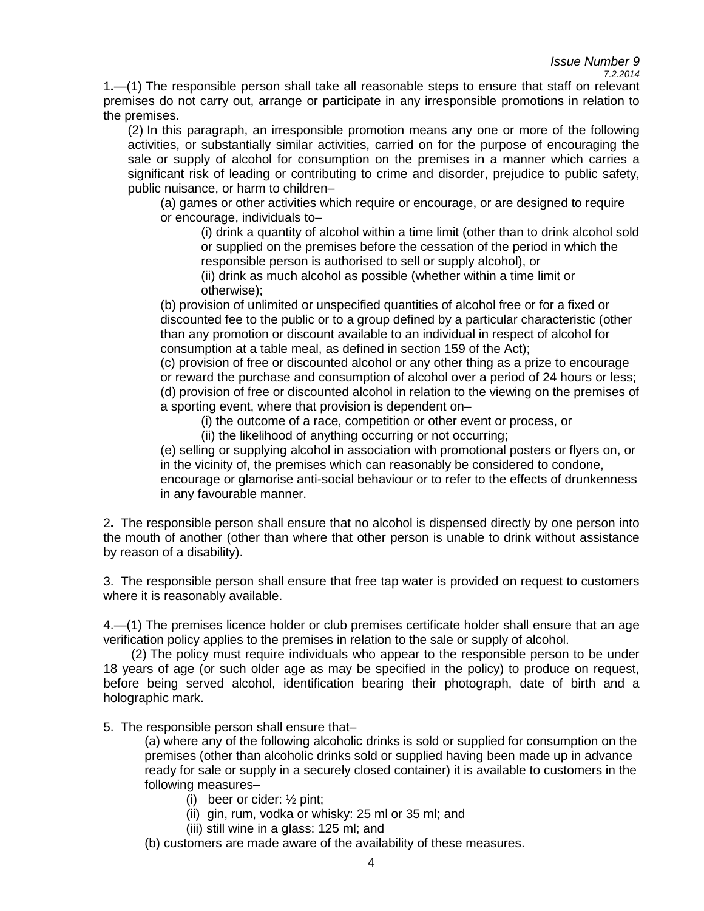1.—(1) The responsible person shall take all reasonable steps to ensure that staff on relevant premises do not carry out, arrange or participate in any irresponsible promotions in relation to the premises.

(2) In this paragraph, an irresponsible promotion means any one or more of the following activities, or substantially similar activities, carried on for the purpose of encouraging the sale or supply of alcohol for consumption on the premises in a manner which carries a significant risk of leading or contributing to crime and disorder, prejudice to public safety, public nuisance, or harm to children–

(a) games or other activities which require or encourage, or are designed to require or encourage, individuals to–

(i) drink a quantity of alcohol within a time limit (other than to drink alcohol sold or supplied on the premises before the cessation of the period in which the responsible person is authorised to sell or supply alcohol), or

(ii) drink as much alcohol as possible (whether within a time limit or otherwise);

(b) provision of unlimited or unspecified quantities of alcohol free or for a fixed or discounted fee to the public or to a group defined by a particular characteristic (other than any promotion or discount available to an individual in respect of alcohol for consumption at a table meal, as defined in section 159 of the Act);

(c) provision of free or discounted alcohol or any other thing as a prize to encourage or reward the purchase and consumption of alcohol over a period of 24 hours or less;

(d) provision of free or discounted alcohol in relation to the viewing on the premises of a sporting event, where that provision is dependent on–

(i) the outcome of a race, competition or other event or process, or

(ii) the likelihood of anything occurring or not occurring;

(e) selling or supplying alcohol in association with promotional posters or flyers on, or in the vicinity of, the premises which can reasonably be considered to condone, encourage or glamorise anti-social behaviour or to refer to the effects of drunkenness in any favourable manner.

2. The responsible person shall ensure that no alcohol is dispensed directly by one person into the mouth of another (other than where that other person is unable to drink without assistance by reason of a disability).

3. The responsible person shall ensure that free tap water is provided on request to customers where it is reasonably available.

4.—(1) The premises licence holder or club premises certificate holder shall ensure that an age verification policy applies to the premises in relation to the sale or supply of alcohol.

(2) The policy must require individuals who appear to the responsible person to be under 18 years of age (or such older age as may be specified in the policy) to produce on request, before being served alcohol, identification bearing their photograph, date of birth and a holographic mark.

5. The responsible person shall ensure that–

(a) where any of the following alcoholic drinks is sold or supplied for consumption on the premises (other than alcoholic drinks sold or supplied having been made up in advance ready for sale or supply in a securely closed container) it is available to customers in the following measures–

(i) beer or cider: ½ pint;

(ii) gin, rum, vodka or whisky: 25 ml or 35 ml; and

(iii) still wine in a glass: 125 ml; and

(b) customers are made aware of the availability of these measures.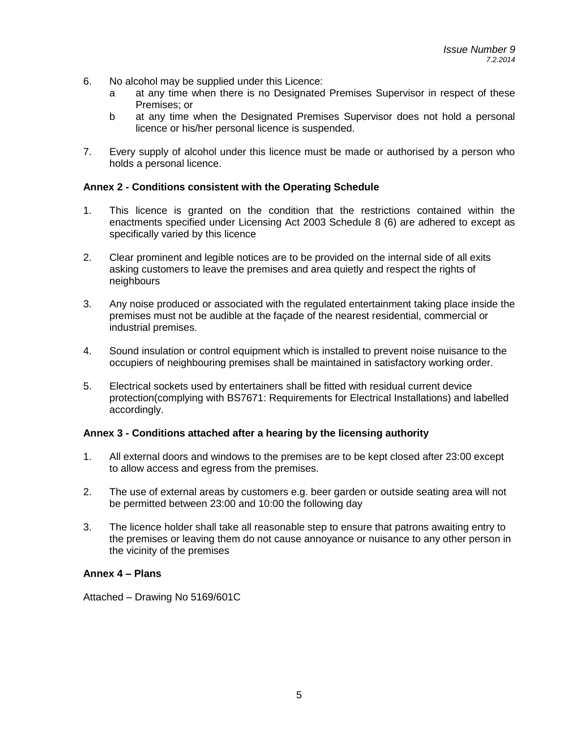6. No alcohol may be supplied under this Licence:
   a at any time when there is no Designated Premises Supervisor in respect of these Premises; or
   b at any time when the Designated Premises Supervisor does not hold a personal licence or his/her personal licence is suspended.

7. Every supply of alcohol under this licence must be made or authorised by a person who holds a personal licence.

**Annex 2 - Conditions consistent with the Operating Schedule**

1. This licence is granted on the condition that the restrictions contained within the enactments specified under Licensing Act 2003 Schedule 8 (6) are adhered to except as specifically varied by this licence

2. Clear prominent and legible notices are to be provided on the internal side of all exits asking customers to leave the premises and area quietly and respect the rights of neighbours

3. Any noise produced or associated with the regulated entertainment taking place inside the premises must not be audible at the façade of the nearest residential, commercial or industrial premises.

4. Sound insulation or control equipment which is installed to prevent noise nuisance to the occupiers of neighbouring premises shall be maintained in satisfactory working order.

5. Electrical sockets used by entertainers shall be fitted with residual current device protection(complying with BS7671: Requirements for Electrical Installations) and labelled accordingly.

**Annex 3 - Conditions attached after a hearing by the licensing authority**

1. All external doors and windows to the premises are to be kept closed after 23:00 except to allow access and egress from the premises.

2. The use of external areas by customers e.g. beer garden or outside seating area will not be permitted between 23:00 and 10:00 the following day

3. The licence holder shall take all reasonable step to ensure that patrons awaiting entry to the premises or leaving them do not cause annoyance or nuisance to any other person in the vicinity of the premises

**Annex 4 – Plans**

Attached – Drawing No 5169/601C